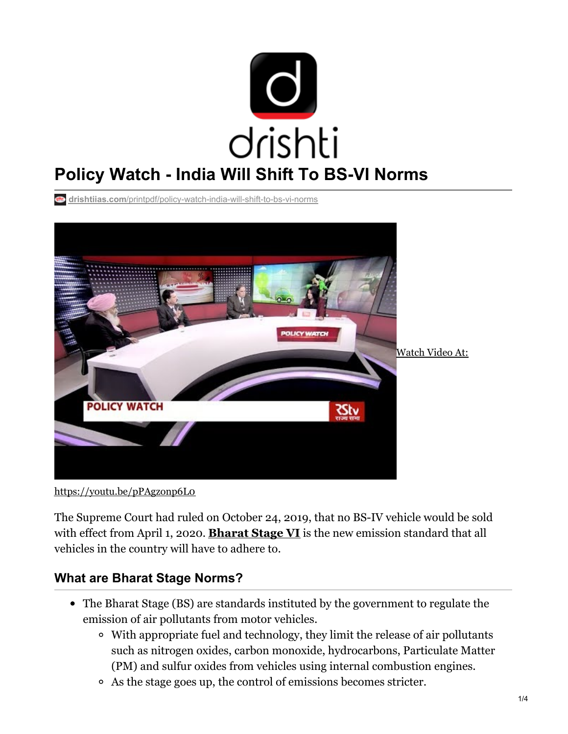# Policy Watch - India Will Shift To BS-VI Norms

drishtiias.com/printpdf/policy-watch-india-will-shift-to-bs-vi-norms

Watch Video At:

https://youtu.be/pPAgzonp6Lo

The Supreme Court had ruled on October 24, 2019, that no BS-IV vehicle would be sold with effect from April 1, 2020. **Bharat Stage VI** is the new emission standard that all vehicles in the country will have to adhere to.

## What are Bharat Stage Norms?

- The Bharat Stage (BS) are standards instituted by the government to regulate the emission of air pollutants from motor vehicles.
  - With appropriate fuel and technology, they limit the release of air pollutants such as nitrogen oxides, carbon monoxide, hydrocarbons, Particulate Matter (PM) and sulfur oxides from vehicles using internal combustion engines.
  - As the stage goes up, the control of emissions becomes stricter.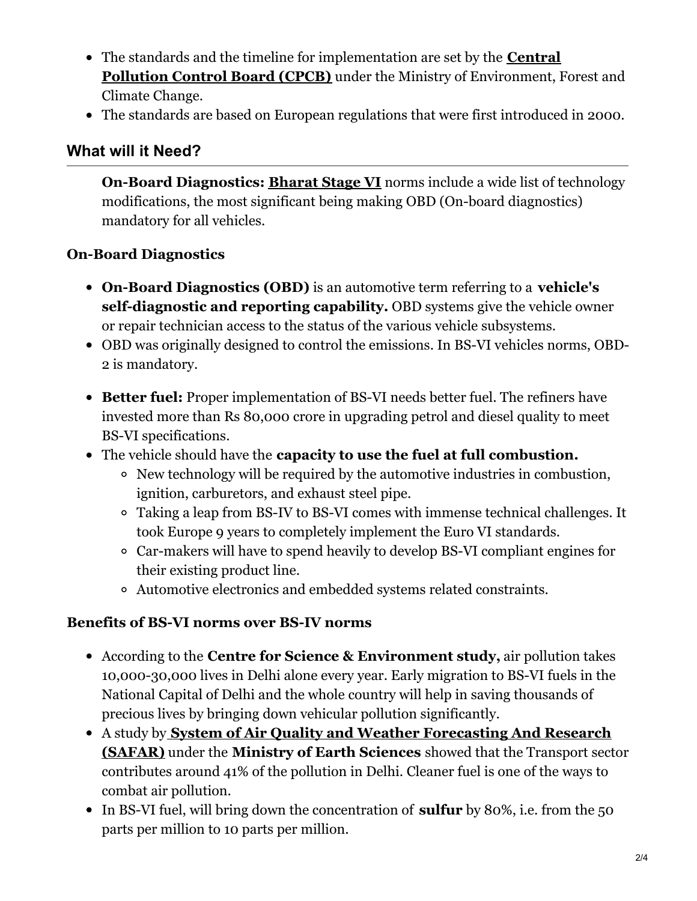- The standards and the timeline for implementation are set by the **Central Pollution Control Board (CPCB)** under the Ministry of Environment, Forest and Climate Change.
- The standards are based on European regulations that were first introduced in 2000.

## What will it Need?

**On-Board Diagnostics: Bharat Stage VI** norms include a wide list of technology modifications, the most significant being making OBD (On-board diagnostics) mandatory for all vehicles.

### On-Board Diagnostics

- **On-Board Diagnostics (OBD)** is an automotive term referring to a **vehicle's self-diagnostic and reporting capability.** OBD systems give the vehicle owner or repair technician access to the status of the various vehicle subsystems.
- OBD was originally designed to control the emissions. In BS-VI vehicles norms, OBD-2 is mandatory.

- **Better fuel:** Proper implementation of BS-VI needs better fuel. The refiners have invested more than Rs 80,000 crore in upgrading petrol and diesel quality to meet BS-VI specifications.
- The vehicle should have the **capacity to use the fuel at full combustion.**
  - New technology will be required by the automotive industries in combustion, ignition, carburetors, and exhaust steel pipe.
  - Taking a leap from BS-IV to BS-VI comes with immense technical challenges. It took Europe 9 years to completely implement the Euro VI standards.
  - Car-makers will have to spend heavily to develop BS-VI compliant engines for their existing product line.
  - Automotive electronics and embedded systems related constraints.

### Benefits of BS-VI norms over BS-IV norms

- According to the **Centre for Science & Environment study,** air pollution takes 10,000-30,000 lives in Delhi alone every year. Early migration to BS-VI fuels in the National Capital of Delhi and the whole country will help in saving thousands of precious lives by bringing down vehicular pollution significantly.
- A study by **System of Air Quality and Weather Forecasting And Research (SAFAR)** under the **Ministry of Earth Sciences** showed that the Transport sector contributes around 41% of the pollution in Delhi. Cleaner fuel is one of the ways to combat air pollution.
- In BS-VI fuel, will bring down the concentration of **sulfur** by 80%, i.e. from the 50 parts per million to 10 parts per million.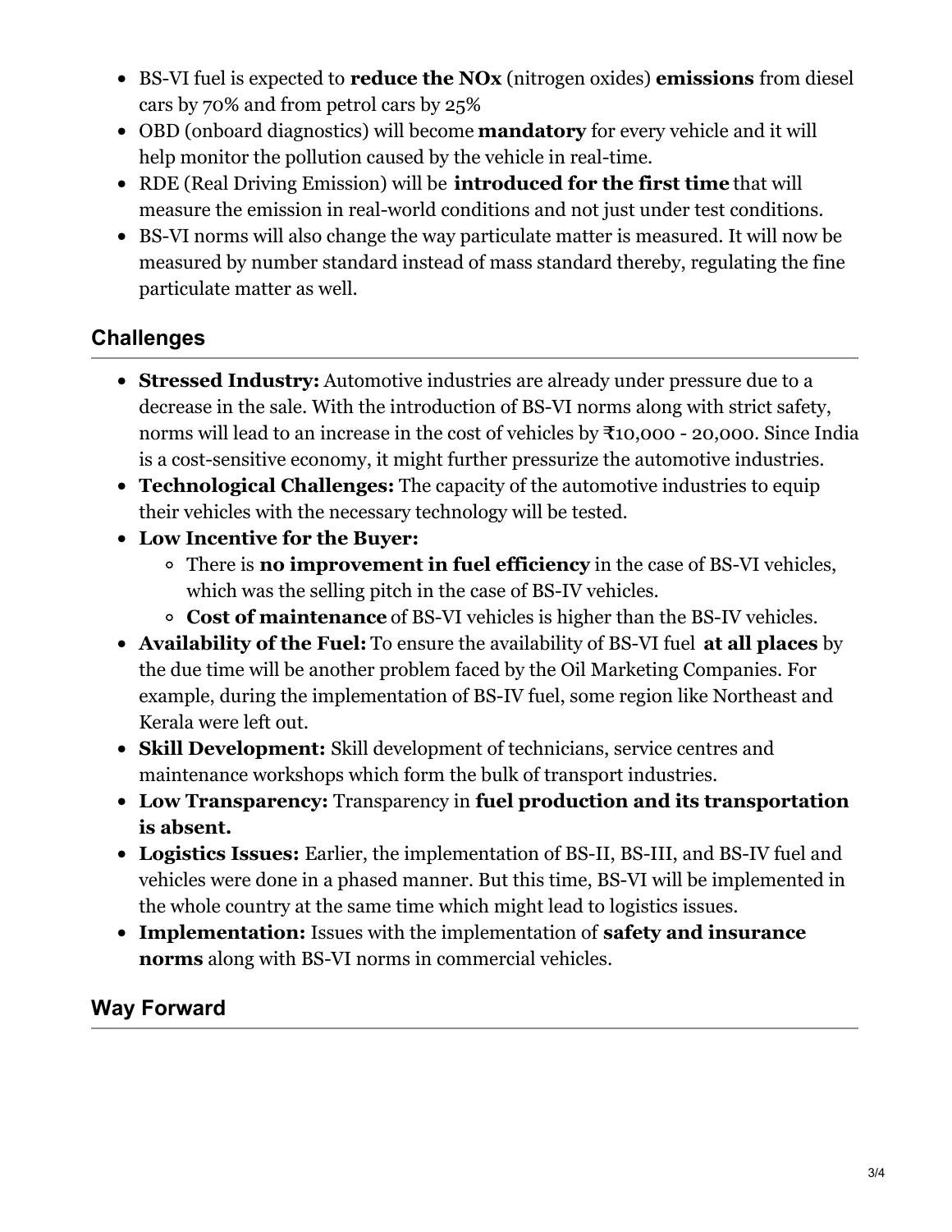- BS-VI fuel is expected to **reduce the NOx** (nitrogen oxides) **emissions** from diesel cars by 70% and from petrol cars by 25%
- OBD (onboard diagnostics) will become **mandatory** for every vehicle and it will help monitor the pollution caused by the vehicle in real-time.
- RDE (Real Driving Emission) will be **introduced for the first time** that will measure the emission in real-world conditions and not just under test conditions.
- BS-VI norms will also change the way particulate matter is measured. It will now be measured by number standard instead of mass standard thereby, regulating the fine particulate matter as well.

## Challenges

- **Stressed Industry:** Automotive industries are already under pressure due to a decrease in the sale. With the introduction of BS-VI norms along with strict safety, norms will lead to an increase in the cost of vehicles by ₹10,000 - 20,000. Since India is a cost-sensitive economy, it might further pressurize the automotive industries.
- **Technological Challenges:** The capacity of the automotive industries to equip their vehicles with the necessary technology will be tested.
- **Low Incentive for the Buyer:**
  - There is **no improvement in fuel efficiency** in the case of BS-VI vehicles, which was the selling pitch in the case of BS-IV vehicles.
  - **Cost of maintenance** of BS-VI vehicles is higher than the BS-IV vehicles.
- **Availability of the Fuel:** To ensure the availability of BS-VI fuel **at all places** by the due time will be another problem faced by the Oil Marketing Companies. For example, during the implementation of BS-IV fuel, some region like Northeast and Kerala were left out.
- **Skill Development:** Skill development of technicians, service centres and maintenance workshops which form the bulk of transport industries.
- **Low Transparency:** Transparency in **fuel production and its transportation is absent.**
- **Logistics Issues:** Earlier, the implementation of BS-II, BS-III, and BS-IV fuel and vehicles were done in a phased manner. But this time, BS-VI will be implemented in the whole country at the same time which might lead to logistics issues.
- **Implementation:** Issues with the implementation of **safety and insurance norms** along with BS-VI norms in commercial vehicles.

## Way Forward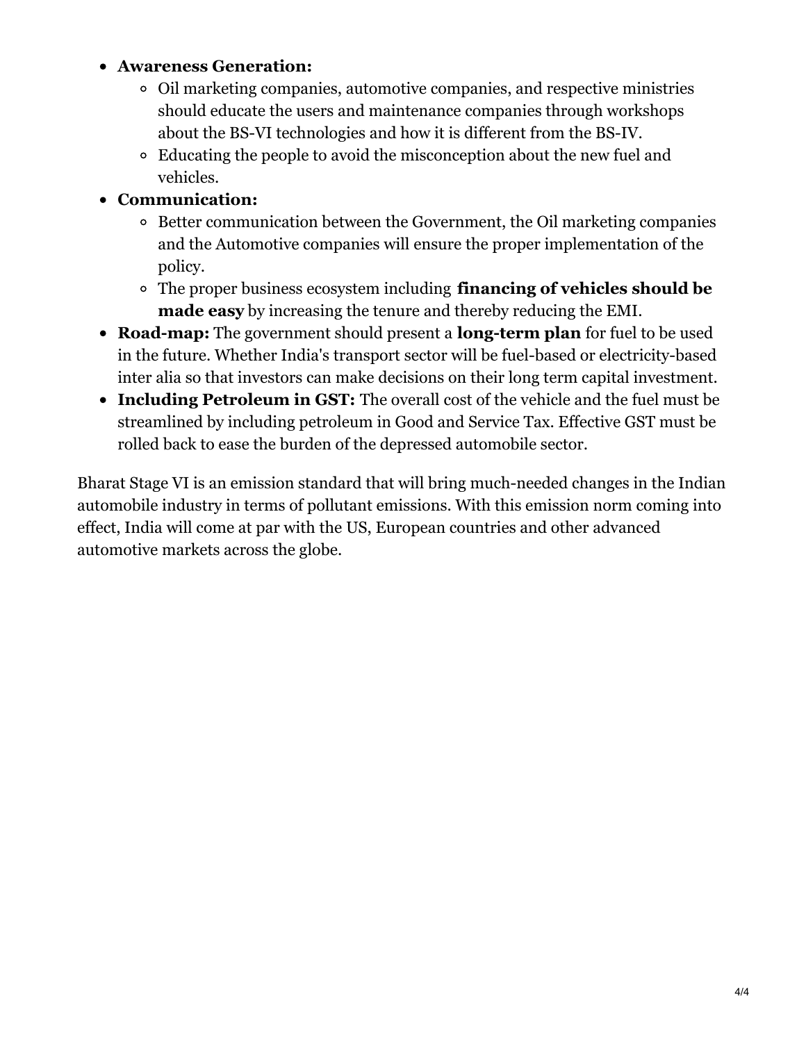- **Awareness Generation:**
  - Oil marketing companies, automotive companies, and respective ministries should educate the users and maintenance companies through workshops about the BS-VI technologies and how it is different from the BS-IV.
  - Educating the people to avoid the misconception about the new fuel and vehicles.
- **Communication:**
  - Better communication between the Government, the Oil marketing companies and the Automotive companies will ensure the proper implementation of the policy.
  - The proper business ecosystem including **financing of vehicles should be made easy** by increasing the tenure and thereby reducing the EMI.
- **Road-map:** The government should present a **long-term plan** for fuel to be used in the future. Whether India's transport sector will be fuel-based or electricity-based inter alia so that investors can make decisions on their long term capital investment.
- **Including Petroleum in GST:** The overall cost of the vehicle and the fuel must be streamlined by including petroleum in Good and Service Tax. Effective GST must be rolled back to ease the burden of the depressed automobile sector.

Bharat Stage VI is an emission standard that will bring much-needed changes in the Indian automobile industry in terms of pollutant emissions. With this emission norm coming into effect, India will come at par with the US, European countries and other advanced automotive markets across the globe.